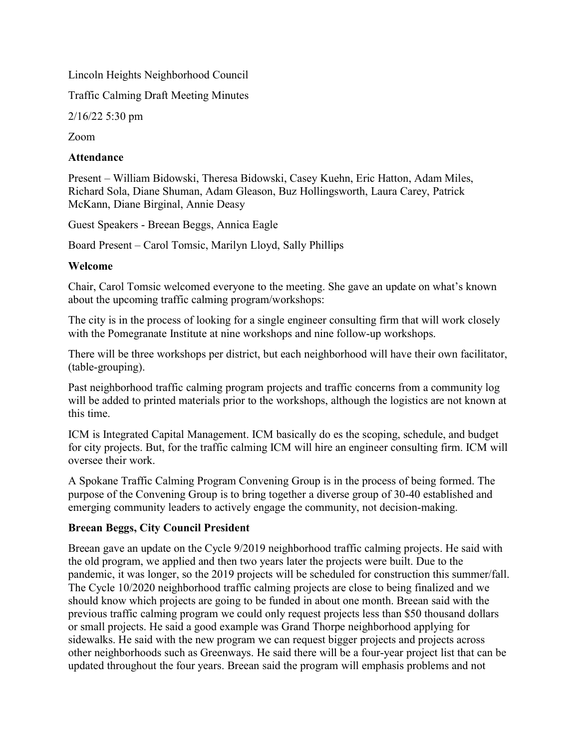Lincoln Heights Neighborhood Council

Traffic Calming Draft Meeting Minutes

2/16/22 5:30 pm

Zoom

**Attendance**

Present – William Bidowski, Theresa Bidowski, Casey Kuehn, Eric Hatton, Adam Miles, Richard Sola, Diane Shuman, Adam Gleason, Buz Hollingsworth, Laura Carey, Patrick McKann, Diane Birginal, Annie Deasy

Guest Speakers - Breean Beggs, Annica Eagle

Board Present – Carol Tomsic, Marilyn Lloyd, Sally Phillips

**Welcome**

Chair, Carol Tomsic welcomed everyone to the meeting. She gave an update on what's known about the upcoming traffic calming program/workshops:

The city is in the process of looking for a single engineer consulting firm that will work closely with the Pomegranate Institute at nine workshops and nine follow-up workshops.

There will be three workshops per district, but each neighborhood will have their own facilitator, (table-grouping).

Past neighborhood traffic calming program projects and traffic concerns from a community log will be added to printed materials prior to the workshops, although the logistics are not known at this time.

ICM is Integrated Capital Management. ICM basically do es the scoping, schedule, and budget for city projects. But, for the traffic calming ICM will hire an engineer consulting firm. ICM will oversee their work.

A Spokane Traffic Calming Program Convening Group is in the process of being formed. The purpose of the Convening Group is to bring together a diverse group of 30-40 established and emerging community leaders to actively engage the community, not decision-making.

**Breean Beggs, City Council President**

Breean gave an update on the Cycle 9/2019 neighborhood traffic calming projects. He said with the old program, we applied and then two years later the projects were built. Due to the pandemic, it was longer, so the 2019 projects will be scheduled for construction this summer/fall. The Cycle 10/2020 neighborhood traffic calming projects are close to being finalized and we should know which projects are going to be funded in about one month. Breean said with the previous traffic calming program we could only request projects less than $50 thousand dollars or small projects. He said a good example was Grand Thorpe neighborhood applying for sidewalks. He said with the new program we can request bigger projects and projects across other neighborhoods such as Greenways. He said there will be a four-year project list that can be updated throughout the four years. Breean said the program will emphasis problems and not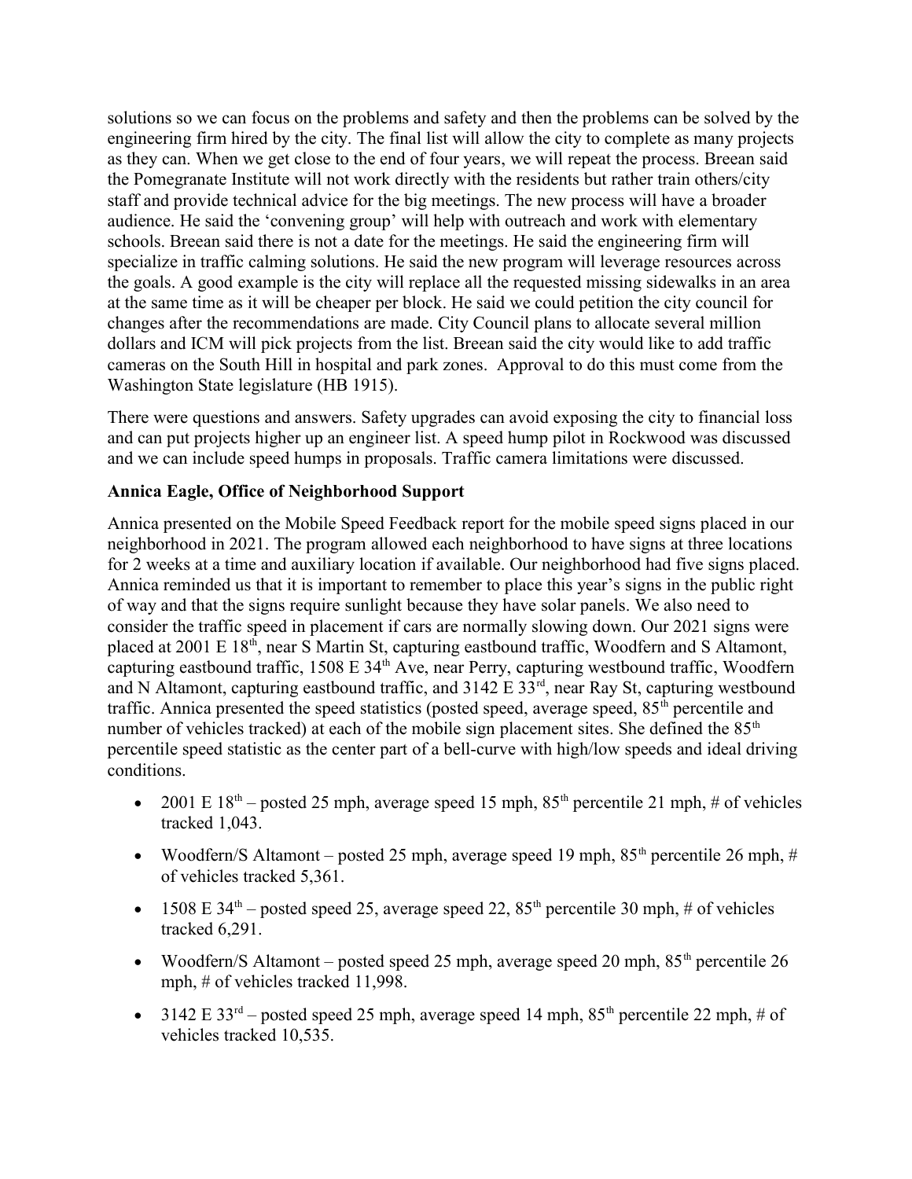solutions so we can focus on the problems and safety and then the problems can be solved by the engineering firm hired by the city. The final list will allow the city to complete as many projects as they can. When we get close to the end of four years, we will repeat the process. Breean said the Pomegranate Institute will not work directly with the residents but rather train others/city staff and provide technical advice for the big meetings. The new process will have a broader audience. He said the 'convening group' will help with outreach and work with elementary schools. Breean said there is not a date for the meetings. He said the engineering firm will specialize in traffic calming solutions. He said the new program will leverage resources across the goals. A good example is the city will replace all the requested missing sidewalks in an area at the same time as it will be cheaper per block. He said we could petition the city council for changes after the recommendations are made. City Council plans to allocate several million dollars and ICM will pick projects from the list. Breean said the city would like to add traffic cameras on the South Hill in hospital and park zones. Approval to do this must come from the Washington State legislature (HB 1915).

There were questions and answers. Safety upgrades can avoid exposing the city to financial loss and can put projects higher up an engineer list. A speed hump pilot in Rockwood was discussed and we can include speed humps in proposals. Traffic camera limitations were discussed.

**Annica Eagle, Office of Neighborhood Support**

Annica presented on the Mobile Speed Feedback report for the mobile speed signs placed in our neighborhood in 2021. The program allowed each neighborhood to have signs at three locations for 2 weeks at a time and auxiliary location if available. Our neighborhood had five signs placed. Annica reminded us that it is important to remember to place this year's signs in the public right of way and that the signs require sunlight because they have solar panels. We also need to consider the traffic speed in placement if cars are normally slowing down. Our 2021 signs were placed at 2001 E 18th, near S Martin St, capturing eastbound traffic, Woodfern and S Altamont, capturing eastbound traffic, 1508 E 34th Ave, near Perry, capturing westbound traffic, Woodfern and N Altamont, capturing eastbound traffic, and 3142 E 33rd, near Ray St, capturing westbound traffic. Annica presented the speed statistics (posted speed, average speed, 85th percentile and number of vehicles tracked) at each of the mobile sign placement sites. She defined the 85th percentile speed statistic as the center part of a bell-curve with high/low speeds and ideal driving conditions.

- 2001 E 18th – posted 25 mph, average speed 15 mph, 85th percentile 21 mph, # of vehicles tracked 1,043.
- Woodfern/S Altamont – posted 25 mph, average speed 19 mph, 85th percentile 26 mph, # of vehicles tracked 5,361.
- 1508 E 34th – posted speed 25, average speed 22, 85th percentile 30 mph, # of vehicles tracked 6,291.
- Woodfern/S Altamont – posted speed 25 mph, average speed 20 mph, 85th percentile 26 mph, # of vehicles tracked 11,998.
- 3142 E 33rd – posted speed 25 mph, average speed 14 mph, 85th percentile 22 mph, # of vehicles tracked 10,535.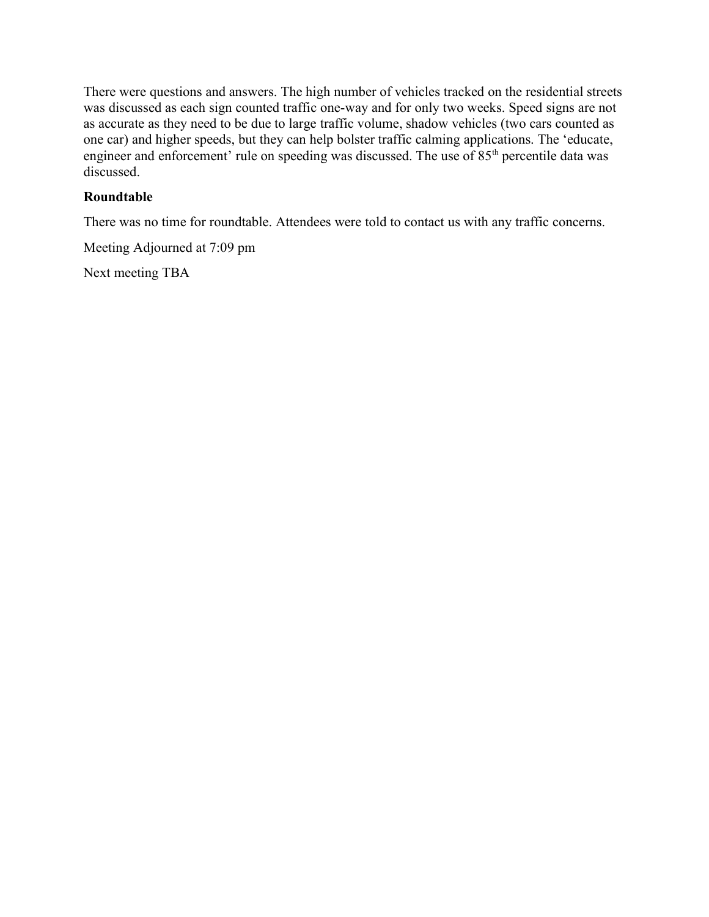There were questions and answers. The high number of vehicles tracked on the residential streets was discussed as each sign counted traffic one-way and for only two weeks. Speed signs are not as accurate as they need to be due to large traffic volume, shadow vehicles (two cars counted as one car) and higher speeds, but they can help bolster traffic calming applications. The 'educate, engineer and enforcement' rule on speeding was discussed. The use of 85th percentile data was discussed.

**Roundtable**

There was no time for roundtable. Attendees were told to contact us with any traffic concerns.

Meeting Adjourned at 7:09 pm

Next meeting TBA